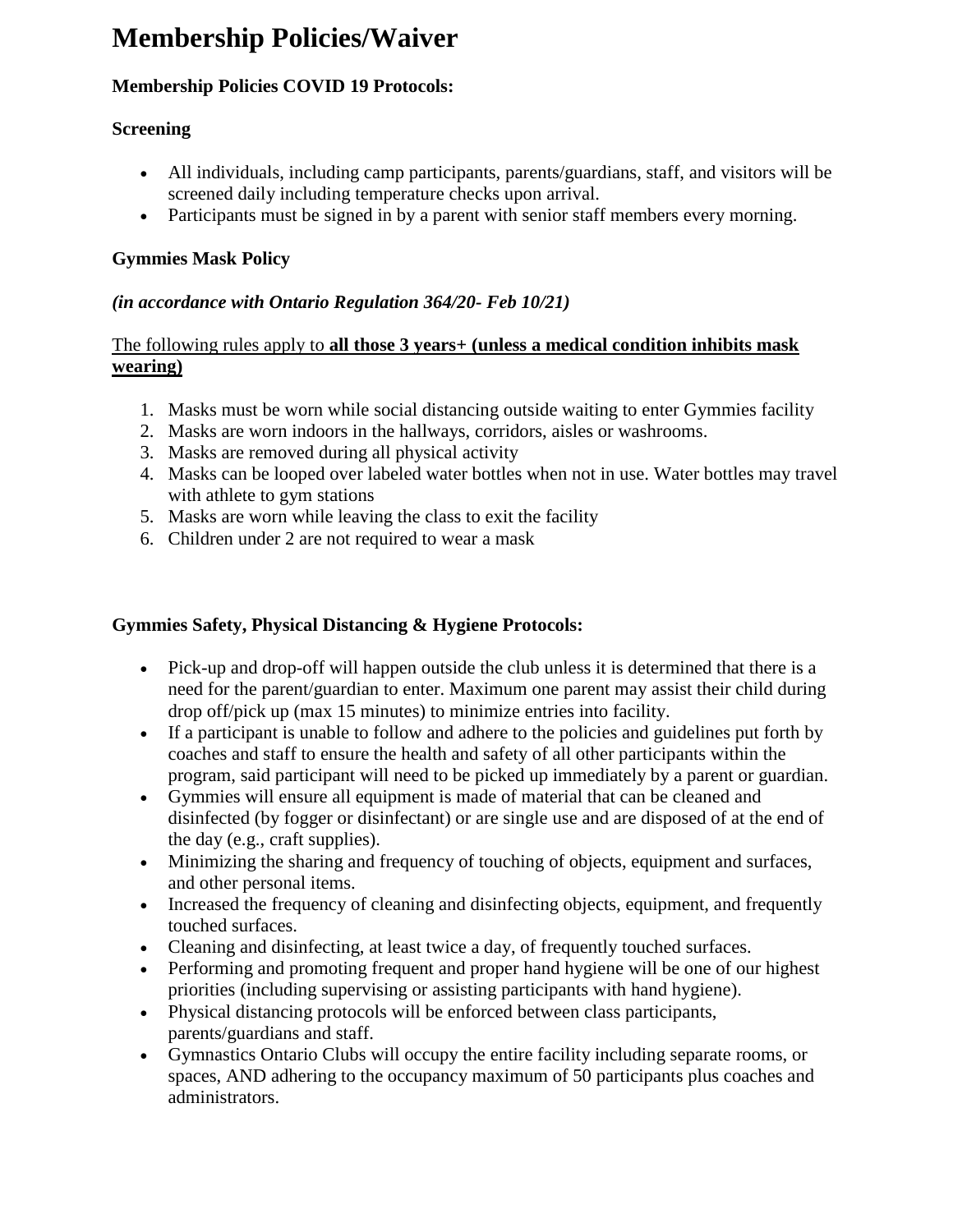# Membership Policies/Waiver

**Membership Policies COVID 19 Protocols:**

**Screening**

- All individuals, including camp participants, parents/guardians, staff, and visitors will be screened daily including temperature checks upon arrival.
- Participants must be signed in by a parent with senior staff members every morning.

**Gymmies Mask Policy**

***(in accordance with Ontario Regulation 364/20- Feb 10/21)***

<u>The following rules apply to **all those 3 years+ (unless a medical condition inhibits mask wearing)**</u>

1. Masks must be worn while social distancing outside waiting to enter Gymmies facility
2. Masks are worn indoors in the hallways, corridors, aisles or washrooms.
3. Masks are removed during all physical activity
4. Masks can be looped over labeled water bottles when not in use. Water bottles may travel with athlete to gym stations
5. Masks are worn while leaving the class to exit the facility
6. Children under 2 are not required to wear a mask

**Gymmies Safety, Physical Distancing & Hygiene Protocols:**

- Pick-up and drop-off will happen outside the club unless it is determined that there is a need for the parent/guardian to enter. Maximum one parent may assist their child during drop off/pick up (max 15 minutes) to minimize entries into facility.
- If a participant is unable to follow and adhere to the policies and guidelines put forth by coaches and staff to ensure the health and safety of all other participants within the program, said participant will need to be picked up immediately by a parent or guardian.
- Gymmies will ensure all equipment is made of material that can be cleaned and disinfected (by fogger or disinfectant) or are single use and are disposed of at the end of the day (e.g., craft supplies).
- Minimizing the sharing and frequency of touching of objects, equipment and surfaces, and other personal items.
- Increased the frequency of cleaning and disinfecting objects, equipment, and frequently touched surfaces.
- Cleaning and disinfecting, at least twice a day, of frequently touched surfaces.
- Performing and promoting frequent and proper hand hygiene will be one of our highest priorities (including supervising or assisting participants with hand hygiene).
- Physical distancing protocols will be enforced between class participants, parents/guardians and staff.
- Gymnastics Ontario Clubs will occupy the entire facility including separate rooms, or spaces, AND adhering to the occupancy maximum of 50 participants plus coaches and administrators.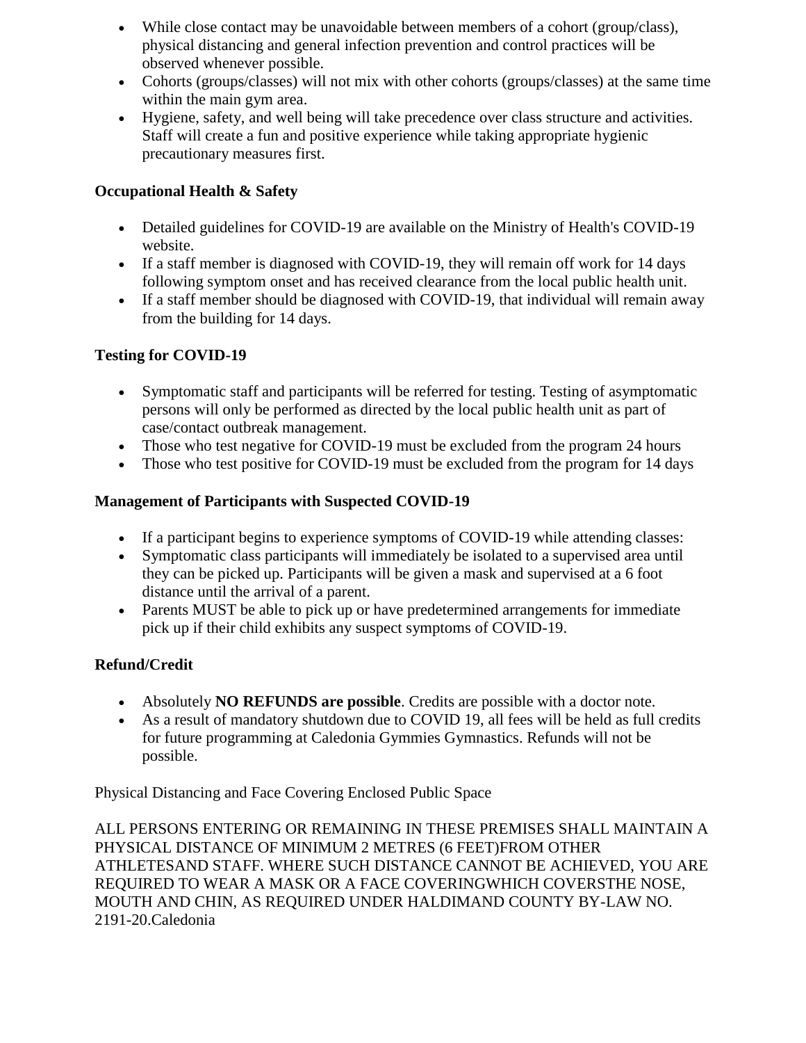- While close contact may be unavoidable between members of a cohort (group/class), physical distancing and general infection prevention and control practices will be observed whenever possible.
- Cohorts (groups/classes) will not mix with other cohorts (groups/classes) at the same time within the main gym area.
- Hygiene, safety, and well being will take precedence over class structure and activities. Staff will create a fun and positive experience while taking appropriate hygienic precautionary measures first.

**Occupational Health & Safety**

- Detailed guidelines for COVID-19 are available on the Ministry of Health's COVID-19 website.
- If a staff member is diagnosed with COVID-19, they will remain off work for 14 days following symptom onset and has received clearance from the local public health unit.
- If a staff member should be diagnosed with COVID-19, that individual will remain away from the building for 14 days.

**Testing for COVID-19**

- Symptomatic staff and participants will be referred for testing. Testing of asymptomatic persons will only be performed as directed by the local public health unit as part of case/contact outbreak management.
- Those who test negative for COVID-19 must be excluded from the program 24 hours
- Those who test positive for COVID-19 must be excluded from the program for 14 days

**Management of Participants with Suspected COVID-19**

- If a participant begins to experience symptoms of COVID-19 while attending classes:
- Symptomatic class participants will immediately be isolated to a supervised area until they can be picked up. Participants will be given a mask and supervised at a 6 foot distance until the arrival of a parent.
- Parents MUST be able to pick up or have predetermined arrangements for immediate pick up if their child exhibits any suspect symptoms of COVID-19.

**Refund/Credit**

- Absolutely **NO REFUNDS are possible**. Credits are possible with a doctor note.
- As a result of mandatory shutdown due to COVID 19, all fees will be held as full credits for future programming at Caledonia Gymmies Gymnastics. Refunds will not be possible.

Physical Distancing and Face Covering Enclosed Public Space

ALL PERSONS ENTERING OR REMAINING IN THESE PREMISES SHALL MAINTAIN A PHYSICAL DISTANCE OF MINIMUM 2 METRES (6 FEET)FROM OTHER ATHLETESAND STAFF. WHERE SUCH DISTANCE CANNOT BE ACHIEVED, YOU ARE REQUIRED TO WEAR A MASK OR A FACE COVERINGWHICH COVERSTHE NOSE, MOUTH AND CHIN, AS REQUIRED UNDER HALDIMAND COUNTY BY-LAW NO. 2191-20.Caledonia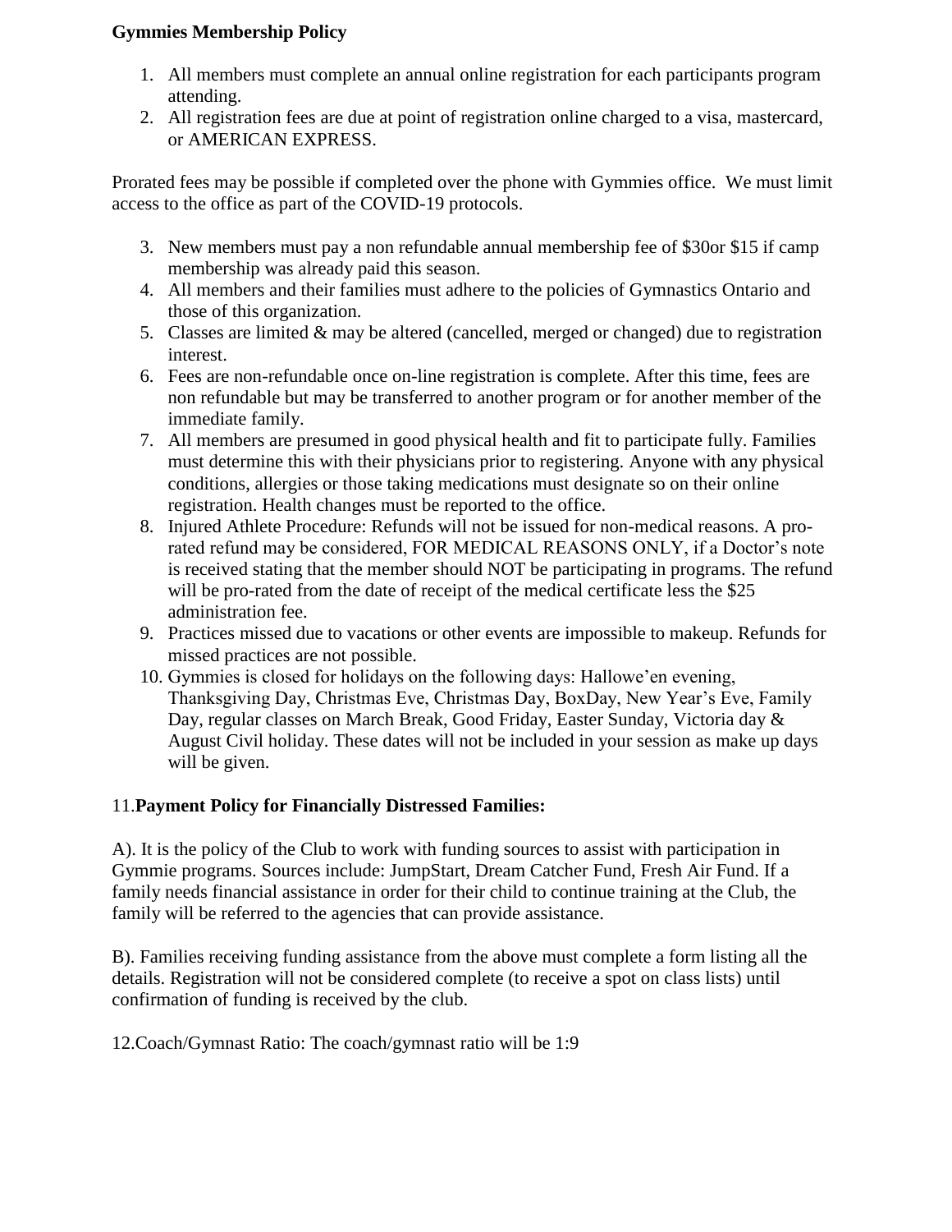**Gymmies Membership Policy**

1. All members must complete an annual online registration for each participants program attending.
2. All registration fees are due at point of registration online charged to a visa, mastercard, or AMERICAN EXPRESS.

Prorated fees may be possible if completed over the phone with Gymmies office. We must limit access to the office as part of the COVID-19 protocols.

3. New members must pay a non refundable annual membership fee of $30or $15 if camp membership was already paid this season.
4. All members and their families must adhere to the policies of Gymnastics Ontario and those of this organization.
5. Classes are limited & may be altered (cancelled, merged or changed) due to registration interest.
6. Fees are non-refundable once on-line registration is complete. After this time, fees are non refundable but may be transferred to another program or for another member of the immediate family.
7. All members are presumed in good physical health and fit to participate fully. Families must determine this with their physicians prior to registering. Anyone with any physical conditions, allergies or those taking medications must designate so on their online registration. Health changes must be reported to the office.
8. Injured Athlete Procedure: Refunds will not be issued for non-medical reasons. A pro-rated refund may be considered, FOR MEDICAL REASONS ONLY, if a Doctor's note is received stating that the member should NOT be participating in programs. The refund will be pro-rated from the date of receipt of the medical certificate less the $25 administration fee.
9. Practices missed due to vacations or other events are impossible to makeup. Refunds for missed practices are not possible.
10. Gymmies is closed for holidays on the following days: Hallowe'en evening, Thanksgiving Day, Christmas Eve, Christmas Day, BoxDay, New Year's Eve, Family Day, regular classes on March Break, Good Friday, Easter Sunday, Victoria day & August Civil holiday. These dates will not be included in your session as make up days will be given.

11.**Payment Policy for Financially Distressed Families:**

A). It is the policy of the Club to work with funding sources to assist with participation in Gymmie programs. Sources include: JumpStart, Dream Catcher Fund, Fresh Air Fund. If a family needs financial assistance in order for their child to continue training at the Club, the family will be referred to the agencies that can provide assistance.

B). Families receiving funding assistance from the above must complete a form listing all the details. Registration will not be considered complete (to receive a spot on class lists) until confirmation of funding is received by the club.

12.Coach/Gymnast Ratio: The coach/gymnast ratio will be 1:9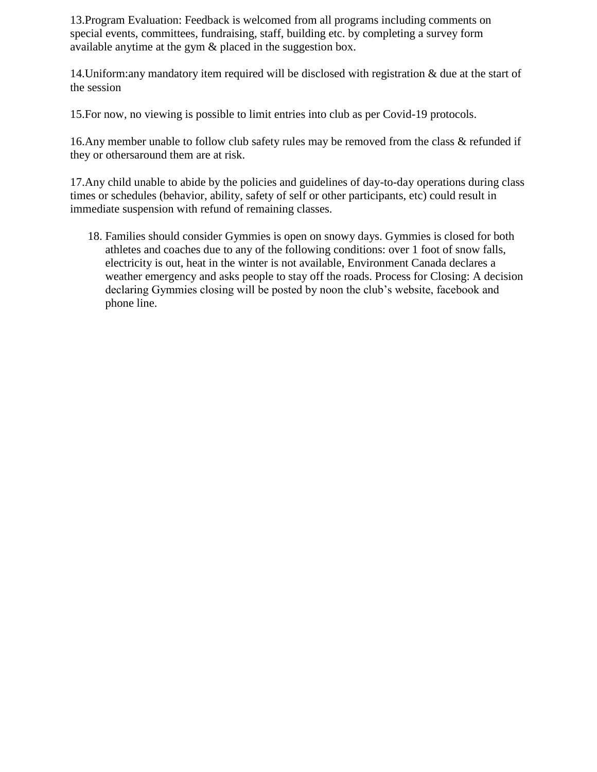13.Program Evaluation: Feedback is welcomed from all programs including comments on special events, committees, fundraising, staff, building etc. by completing a survey form available anytime at the gym & placed in the suggestion box.

14.Uniform:any mandatory item required will be disclosed with registration & due at the start of the session

15.For now, no viewing is possible to limit entries into club as per Covid-19 protocols.

16.Any member unable to follow club safety rules may be removed from the class & refunded if they or othersaround them are at risk.

17.Any child unable to abide by the policies and guidelines of day-to-day operations during class times or schedules (behavior, ability, safety of self or other participants, etc) could result in immediate suspension with refund of remaining classes.

18. Families should consider Gymmies is open on snowy days. Gymmies is closed for both athletes and coaches due to any of the following conditions: over 1 foot of snow falls, electricity is out, heat in the winter is not available, Environment Canada declares a weather emergency and asks people to stay off the roads. Process for Closing: A decision declaring Gymmies closing will be posted by noon the club's website, facebook and phone line.